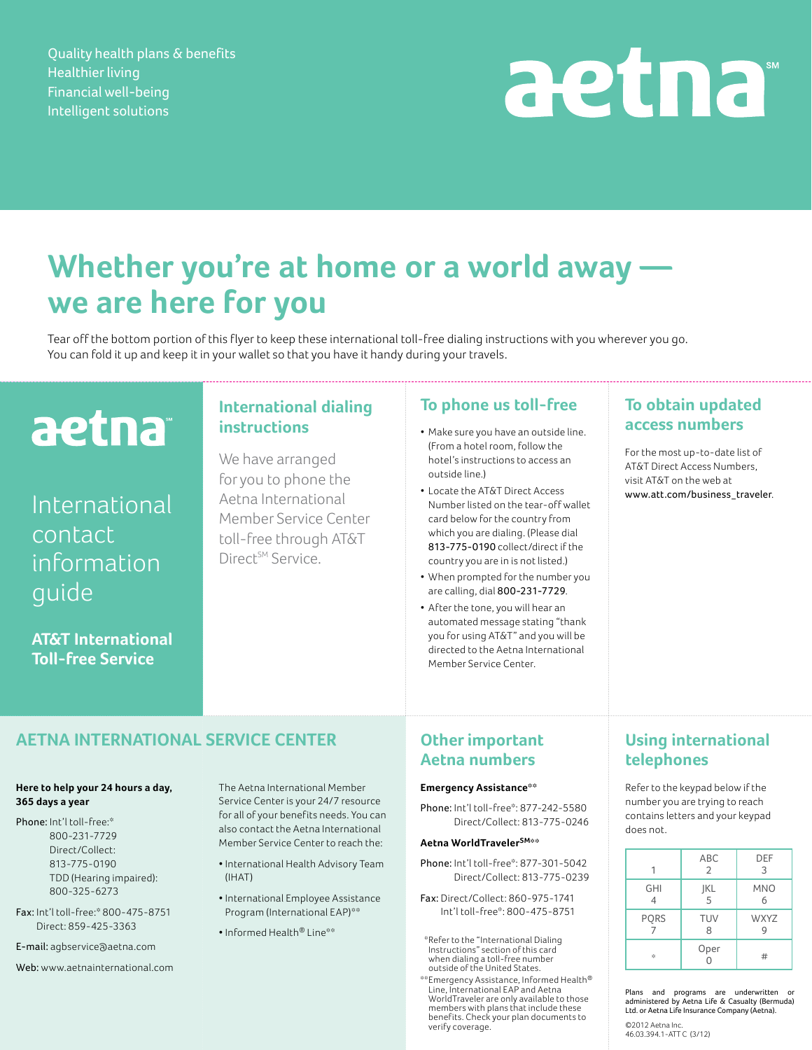Quality health plans & benefits
Healthier living
Financial well-being
Intelligent solutions

aetna[SM]

# Whether you're at home or a world away — we are here for you

Tear off the bottom portion of this flyer to keep these international toll-free dialing instructions with you wherever you go. You can fold it up and keep it in your wallet so that you have it handy during your travels.

aetna

International contact information guide

**AT&T International Toll-free Service**

## International dialing instructions

We have arranged for you to phone the Aetna International Member Service Center toll-free through AT&T Direct[SM] Service.

## To phone us toll-free

- Make sure you have an outside line. (From a hotel room, follow the hotel's instructions to access an outside line.)
- Locate the AT&T Direct Access Number listed on the tear-off wallet card below for the country from which you are dialing. (Please dial 813-775-0190 collect/direct if the country you are in is not listed.)
- When prompted for the number you are calling, dial 800-231-7729.
- After the tone, you will hear an automated message stating "thank you for using AT&T" and you will be directed to the Aetna International Member Service Center.

## To obtain updated access numbers

For the most up-to-date list of AT&T Direct Access Numbers, visit AT&T on the web at www.att.com/business_traveler.

## AETNA INTERNATIONAL SERVICE CENTER

**Here to help your 24 hours a day, 365 days a year**

Phone: Int'l toll-free:*
800-231-7729
Direct/Collect:
813-775-0190
TDD (Hearing impaired):
800-325-6273

Fax: Int'l toll-free:* 800-475-8751
Direct: 859-425-3363

E-mail: agbservice@aetna.com

Web: www.aetnainternational.com

The Aetna International Member Service Center is your 24/7 resource for all of your benefits needs. You can also contact the Aetna International Member Service Center to reach the:

- International Health Advisory Team (IHAT)
- International Employee Assistance Program (International EAP)**
- Informed Health® Line**

## Other important Aetna numbers

**Emergency Assistance****

Phone: Int'l toll-free*: 877-242-5580
Direct/Collect: 813-775-0246

**Aetna WorldTraveler[SM]****

Phone: Int'l toll-free*: 877-301-5042
Direct/Collect: 813-775-0239

Fax: Direct/Collect: 860-975-1741
Int'l toll-free*: 800-475-8751

*Refer to the "International Dialing Instructions" section of this card when dialing a toll-free number outside of the United States.

**Emergency Assistance, Informed Health® Line, International EAP and Aetna WorldTraveler are only available to those members with plans that include these benefits. Check your plan documents to verify coverage.

## Using international telephones

Refer to the keypad below if the number you are trying to reach contains letters and your keypad does not.

| 1 | ABC 2 | DEF 3 |
|---|---|---|
| GHI 4 | JKL 5 | MNO 6 |
| PQRS 7 | TUV 8 | WXYZ 9 |
| * | Oper 0 | # |

Plans and programs are underwritten or administered by Aetna Life & Casualty (Bermuda) Ltd. or Aetna Life Insurance Company (Aetna).

©2012 Aetna Inc.
46.03.394.1-ATT C (3/12)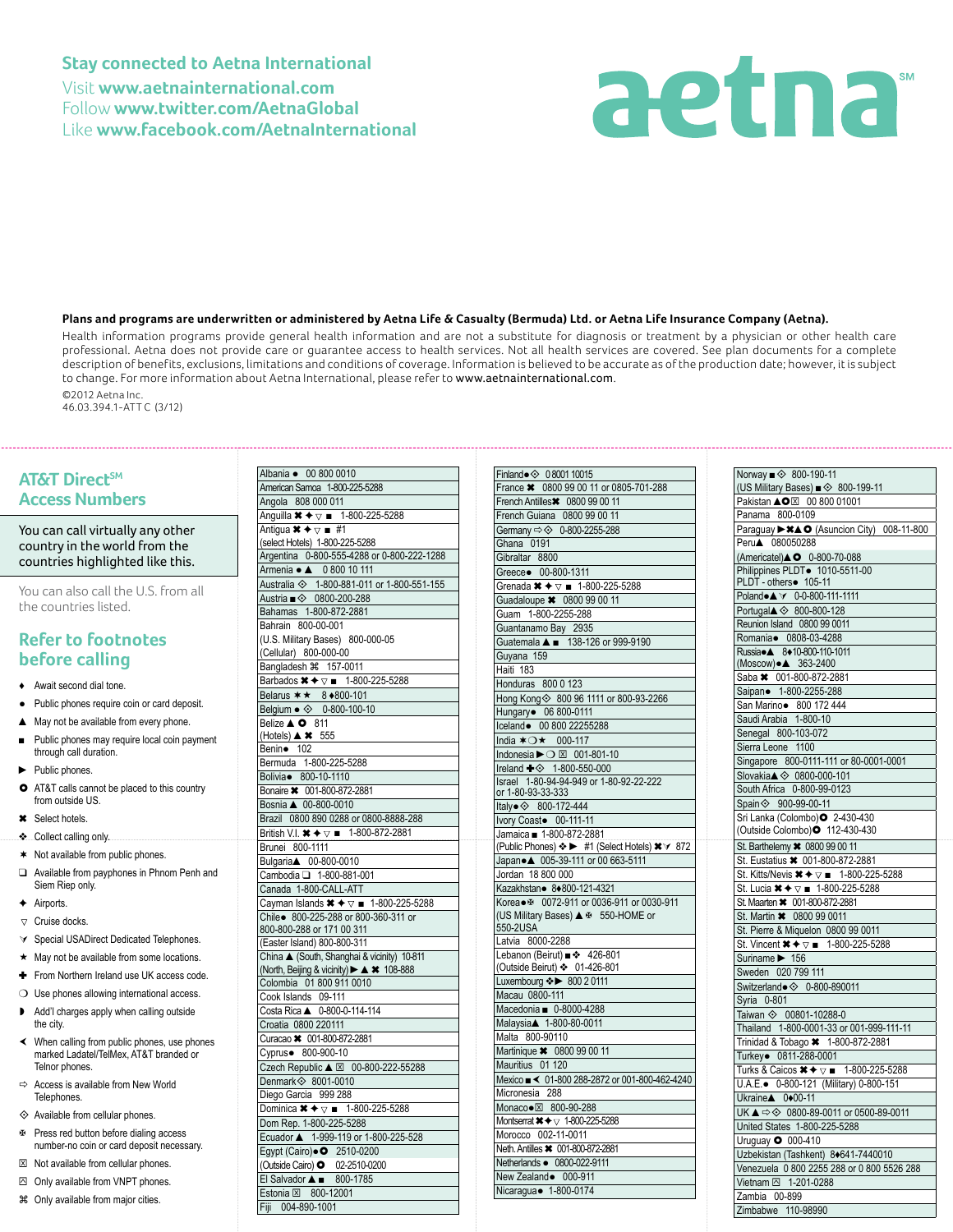## Stay connected to Aetna International

Visit **www.aetnainternational.com**
Follow **www.twitter.com/AetnaGlobal**
Like **www.facebook.com/AetnaInternational**

aetna℠

**Plans and programs are underwritten or administered by Aetna Life & Casualty (Bermuda) Ltd. or Aetna Life Insurance Company (Aetna).**

Health information programs provide general health information and are not a substitute for diagnosis or treatment by a physician or other health care professional. Aetna does not provide care or guarantee access to health services. Not all health services are covered. See plan documents for a complete description of benefits, exclusions, limitations and conditions of coverage. Information is believed to be accurate as of the production date; however, it is subject to change. For more information about Aetna International, please refer to www.aetnainternational.com.

©2012 Aetna Inc.
46.03.394.1-ATT C (3/12)

## AT&T Direct℠ Access Numbers

You can call virtually any other country in the world from the countries highlighted like this.

You can also call the U.S. from all the countries listed.

## Refer to footnotes before calling

- ♦ Await second dial tone.
- ● Public phones require coin or card deposit.
- ▲ May not be available from every phone.
- ■ Public phones may require local coin payment through call duration.
- ▶ Public phones.
- ✪ AT&T calls cannot be placed to this country from outside US.
- ✖ Select hotels.
- ❖ Collect calling only.
- ✶ Not available from public phones.
- ❑ Available from payphones in Phnom Penh and Siem Riep only.
- ✦ Airports.
- ▽ Cruise docks.
- ✓ Special USADirect Dedicated Telephones.
- ★ May not be available from some locations.
- ✚ From Northern Ireland use UK access code.
- ❍ Use phones allowing international access.
- ◗ Add'l charges apply when calling outside the city.
- ◀ When calling from public phones, use phones marked Ladatel/TelMex, AT&T branded or Telnor phones.
- ⇨ Access is available from New World Telephones.
- ◇ Available from cellular phones.
- ✽ Press red button before dialing access number-no coin or card deposit necessary.
- ☒ Not available from cellular phones.
- ◰ Only available from VNPT phones.
- ⌘ Only available from major cities.

Albania ● 00 800 0010
American Samoa 1-800-225-5288
Angola 808 000 011
Anguilla ✖ ✦ ▽ ■ 1-800-225-5288
Antigua ✖ ✦ ▽ ■ #1
(select Hotels) 1-800-225-5288
Argentina 0-800-555-4288 or 0-800-222-1288
Armenia ● ▲ 0 800 10 111
Australia ◇ 1-800-881-011 or 1-800-551-155
Austria ■ ◇ 0800-200-288
Bahamas 1-800-872-2881
Bahrain 800-00-001
(U.S. Military Bases) 800-000-05
(Cellular) 800-000-00
Bangladesh ⌘ 157-0011
Barbados ✖ ✦ ▽ ■ 1-800-225-5288
Belarus ✶ ★ 8 ♦800-101
Belgium ● ◇ 0-800-100-10
Belize ▲ ✪ 811
(Hotels) ▲ ✖ 555
Benin● 102
Bermuda 1-800-225-5288
Bolivia● 800-10-1110
Bonaire ✖ 001-800-872-2881
Bosnia ▲ 00-800-0010
Brazil 0800 890 0288 or 0800-8888-288
British V.I. ✖ ✦ ▽ ■ 1-800-872-2881
Brunei 800-1111
Bulgaria▲ 00-800-0010
Cambodia ❑ 1-800-881-001
Canada 1-800-CALL-ATT
Cayman Islands ✖ ✦ ▽ ■ 1-800-225-5288
Chile● 800-225-288 or 800-360-311 or 800-800-288 or 171 00 311
(Easter Island) 800-800-311
China ▲ (South, Shanghai & vicinity) 10-811
(North, Beijing & vicinity) ▶ ▲ ✖ 108-888
Colombia 01 800 911 0010
Cook Islands 09-111
Costa Rica ▲ 0-800-0-114-114
Croatia 0800 220111
Curacao ✖ 001-800-872-2881
Cyprus● 800-900-10
Czech Republic ▲ ☒ 00-800-222-55288
Denmark◇ 8001-0010
Diego Garcia 999 288
Dominica ✖ ✦ ▽ ■ 1-800-225-5288
Dom Rep. 1-800-225-5288
Ecuador ▲ 1-999-119 or 1-800-225-528
Egypt (Cairo)● ✪ 2510-0200
(Outside Cairo) ✪ 02-2510-0200
El Salvador ▲ ■ 800-1785
Estonia ☒ 800-12001
Fiji 004-890-1001

Finland● ◇ 0 8001 10015
France ✖ 0800 99 00 11 or 0805-701-288
French Antilles✖ 0800 99 00 11
French Guiana 0800 99 00 11
Germany ⇨ ◇ 0-800-2255-288
Ghana 0191
Gibraltar 8800
Greece● 00-800-1311
Grenada ✖ ✦ ▽ ■ 1-800-225-5288
Guadaloupe ✖ 0800 99 00 11
Guam 1-800-2255-288
Guantanamo Bay 2935
Guatemala ▲ ■ 138-126 or 999-9190
Guyana 159
Haiti 183
Honduras 800 0 123
Hong Kong◇ 800 96 1111 or 800-93-2266
Hungary● 06 800-0111
Iceland● 00 800 22255288
India ✶❍★ 000-117
Indonesia ▶ ❍ ☒ 001-801-10
Ireland ✚◇ 1-800-550-000
Israel 1-80-94-94-949 or 1-80-92-22-222 or 1-80-93-33-333
Italy●◇ 800-172-444
Ivory Coast● 00-111-11
Jamaica ■ 1-800-872-2881
(Public Phones) ❖ ▶ #1 (Select Hotels) ✖ ✓ 872
Japan●▲ 005-39-111 or 00 663-5111
Jordan 18 800 000
Kazakhstan● 8♦800-121-4321
Korea●✽ 0072-911 or 0036-911 or 0030-911
(US Military Bases) ▲ ✽ 550-HOME or 550-2USA
Latvia 8000-2288
Lebanon (Beirut) ■ ❖ 426-801
(Outside Beirut) ❖ 01-426-801
Luxembourg ❖ ▶ 800 2 0111
Macau 0800-111
Macedonia ■ 0-8000-4288
Malaysia▲ 1-800-80-0011
Malta 800-90110
Martinique ✖ 0800 99 00 11
Mauritius 01 120
Mexico ■ ◀ 01-800 288-2872 or 01-800-462-4240
Micronesia 288
Monaco●☒ 800-90-288
Montserrat ✖ ✦ ▽ 1-800-225-5288
Morocco 002-11-0011
Neth. Antilles ✖ 001-800-872-2881
Netherlands ● 0800-022-9111
New Zealand ● 000-911
Nicaragua● 1-800-0174

Norway ■ ◇ 800-190-11
(US Military Bases) ■ ◇ 800-199-11
Pakistan ▲✪☒ 00 800 01001
Panama 800-0109
Paraguay ▶✖▲✪ (Asuncion City) 008-11-800
Peru▲ 080050288
(Americatel)▲✪ 0-800-70-088
Philippines PLDT● 1010-5511-00
PLDT - others● 105-11
Poland●▲✓ 0-0-800-111-1111
Portugal▲◇ 800-800-128
Reunion Island 0800 99 0011
Romania● 0808-03-4288
Russia●▲ 8♦10-800-110-1011
(Moscow)●▲ 363-2400
Saba ✖ 001-800-872-2881
Saipan● 1-800-2255-288
San Marino● 800 172 444
Saudi Arabia 1-800-10
Senegal 800-103-072
Sierra Leone 1100
Singapore 800-0111-111 or 80-0001-0001
Slovakia▲◇ 0800-000-101
South Africa 0-800-99-0123
Spain◇ 900-99-00-11
Sri Lanka (Colombo)✪ 2-430-430
(Outside Colombo)✪ 112-430-430
St. Barthelemy ✖ 0800 99 00 11
St. Eustatius ✖ 001-800-872-2881
St. Kitts/Nevis ✖ ✦ ▽ ■ 1-800-225-5288
St. Lucia ✖ ✦ ▽ ■ 1-800-225-5288
St. Maarten ✖ 001-800-872-2881
St. Martin ✖ 0800 99 0011
St. Pierre & Miquelon 0800 99 0011
St. Vincent ✖ ✦ ▽ ■ 1-800-225-5288
Suriname ▶ 156
Sweden 020 799 111
Switzerland●◇ 0-800-890011
Syria 0-801
Taiwan ◇ 00801-10288-0
Thailand 1-800-0001-33 or 001-999-111-11
Trinidad & Tobago ✖ 1-800-872-2881
Turkey● 0811-288-0001
Turks & Caicos ✖ ✦ ▽ ■ 1-800-225-5288
U.A.E.● 0-800-121 (Military) 0-800-151
Ukraine▲ 0♦00-11
UK ▲ ⇨ ◇ 0800-89-0011 or 0500-89-0011
United States 1-800-225-5288
Uruguay ◇ 000-410
Uzbekistan (Tashkent) 8♦641-7440010
Venezuela 0 800 2255 288 or 0 800 5526 288
Vietnam ◰ 1-201-0288
Zambia 00-899
Zimbabwe 110-98990